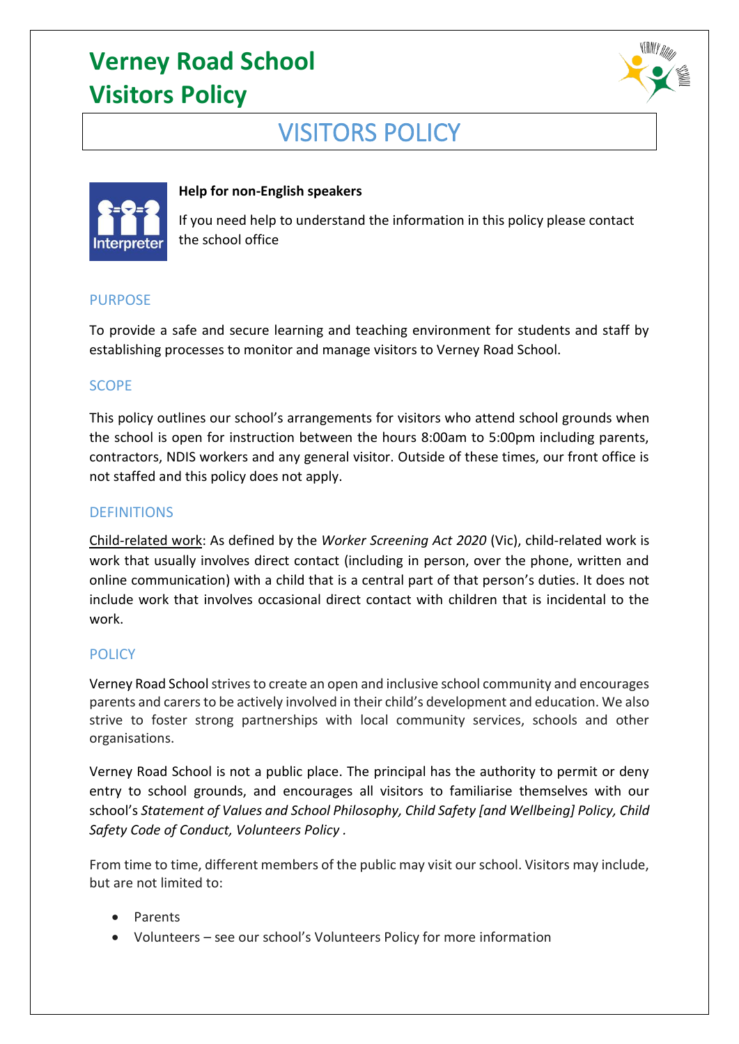# Verney Road School
# Visitors Policy

## VISITORS POLICY

**Help for non-English speakers**

If you need help to understand the information in this policy please contact the school office

## PURPOSE

To provide a safe and secure learning and teaching environment for students and staff by establishing processes to monitor and manage visitors to Verney Road School.

## SCOPE

This policy outlines our school's arrangements for visitors who attend school grounds when the school is open for instruction between the hours 8:00am to 5:00pm including parents, contractors, NDIS workers and any general visitor. Outside of these times, our front office is not staffed and this policy does not apply.

## DEFINITIONS

Child-related work: As defined by the *Worker Screening Act 2020* (Vic), child-related work is work that usually involves direct contact (including in person, over the phone, written and online communication) with a child that is a central part of that person's duties. It does not include work that involves occasional direct contact with children that is incidental to the work.

## POLICY

Verney Road School strives to create an open and inclusive school community and encourages parents and carers to be actively involved in their child's development and education. We also strive to foster strong partnerships with local community services, schools and other organisations.

Verney Road School is not a public place. The principal has the authority to permit or deny entry to school grounds, and encourages all visitors to familiarise themselves with our school's *Statement of Values and School Philosophy, Child Safety [and Wellbeing] Policy, Child Safety Code of Conduct, Volunteers Policy* .

From time to time, different members of the public may visit our school. Visitors may include, but are not limited to:

- Parents
- Volunteers – see our school's Volunteers Policy for more information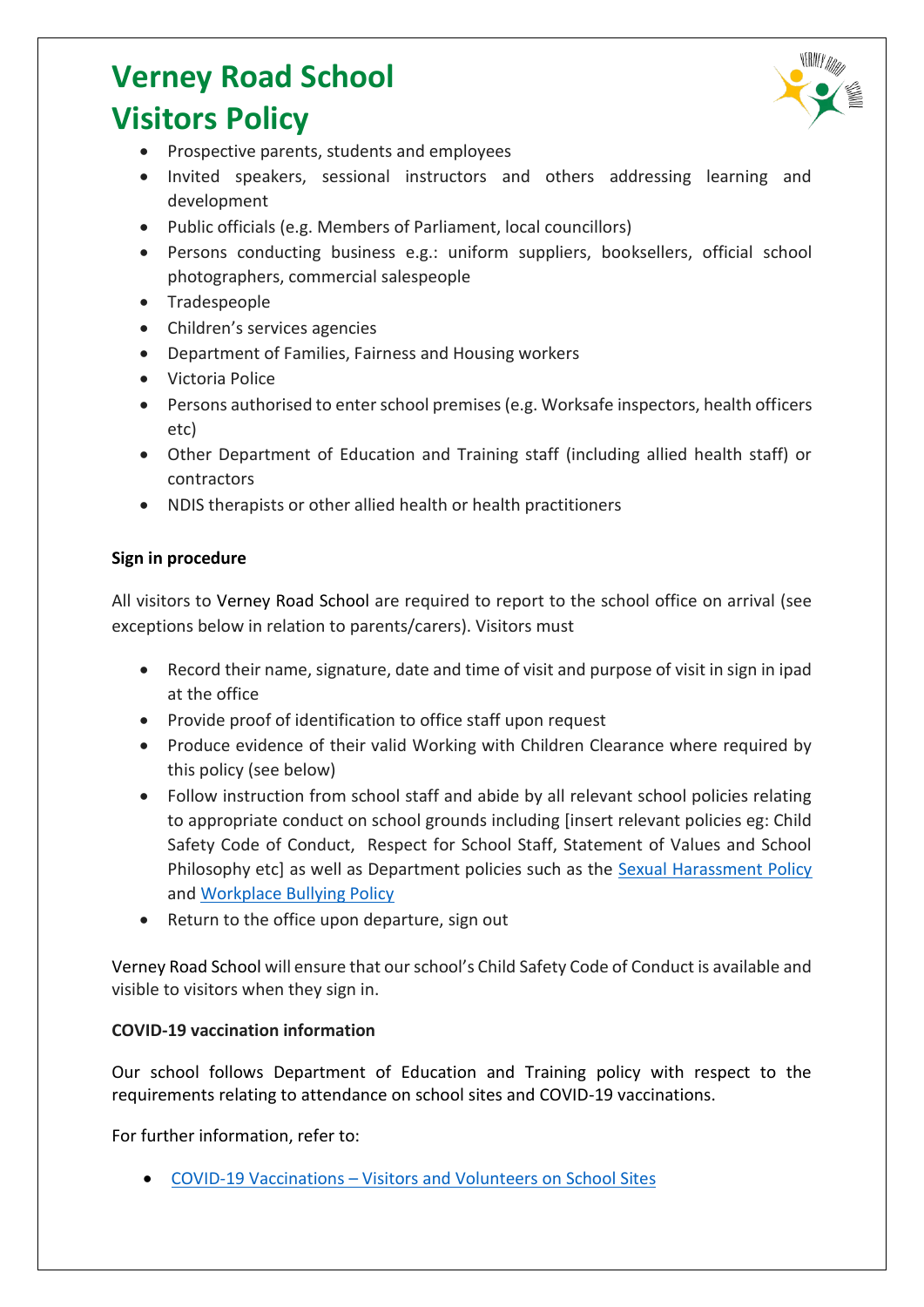# Verney Road School Visitors Policy

- Prospective parents, students and employees
- Invited speakers, sessional instructors and others addressing learning and development
- Public officials (e.g. Members of Parliament, local councillors)
- Persons conducting business e.g.: uniform suppliers, booksellers, official school photographers, commercial salespeople
- Tradespeople
- Children's services agencies
- Department of Families, Fairness and Housing workers
- Victoria Police
- Persons authorised to enter school premises (e.g. Worksafe inspectors, health officers etc)
- Other Department of Education and Training staff (including allied health staff) or contractors
- NDIS therapists or other allied health or health practitioners

**Sign in procedure**

All visitors to Verney Road School are required to report to the school office on arrival (see exceptions below in relation to parents/carers). Visitors must

- Record their name, signature, date and time of visit and purpose of visit in sign in ipad at the office
- Provide proof of identification to office staff upon request
- Produce evidence of their valid Working with Children Clearance where required by this policy (see below)
- Follow instruction from school staff and abide by all relevant school policies relating to appropriate conduct on school grounds including [insert relevant policies eg: Child Safety Code of Conduct, Respect for School Staff, Statement of Values and School Philosophy etc] as well as Department policies such as the Sexual Harassment Policy and Workplace Bullying Policy
- Return to the office upon departure, sign out

Verney Road School will ensure that our school's Child Safety Code of Conduct is available and visible to visitors when they sign in.

**COVID-19 vaccination information**

Our school follows Department of Education and Training policy with respect to the requirements relating to attendance on school sites and COVID-19 vaccinations.

For further information, refer to:

- COVID-19 Vaccinations – Visitors and Volunteers on School Sites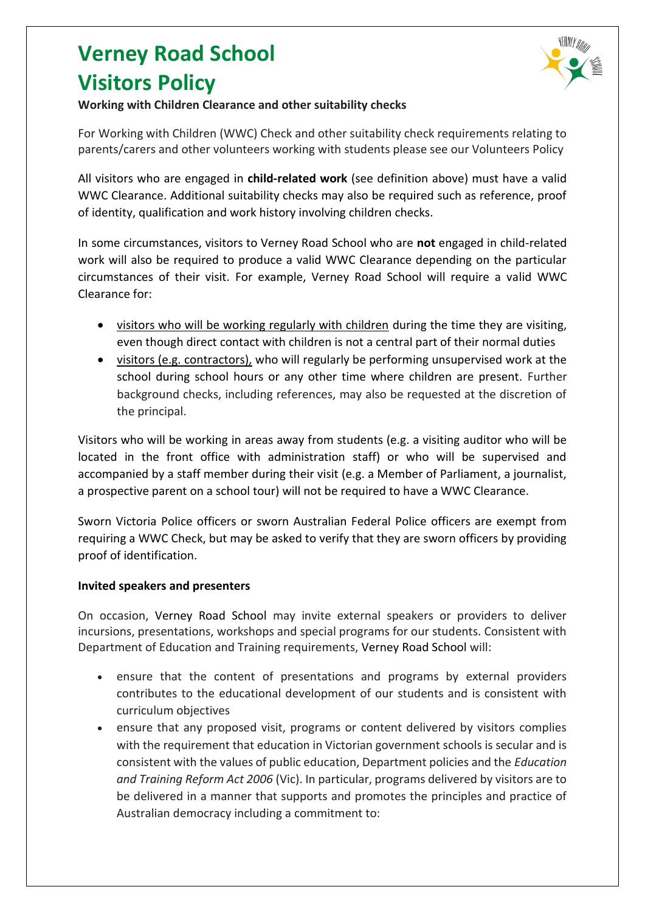# Verney Road School Visitors Policy

**Working with Children Clearance and other suitability checks**

For Working with Children (WWC) Check and other suitability check requirements relating to parents/carers and other volunteers working with students please see our Volunteers Policy

All visitors who are engaged in **child-related work** (see definition above) must have a valid WWC Clearance. Additional suitability checks may also be required such as reference, proof of identity, qualification and work history involving children checks.

In some circumstances, visitors to Verney Road School who are **not** engaged in child-related work will also be required to produce a valid WWC Clearance depending on the particular circumstances of their visit. For example, Verney Road School will require a valid WWC Clearance for:

- visitors who will be working regularly with children during the time they are visiting, even though direct contact with children is not a central part of their normal duties
- visitors (e.g. contractors), who will regularly be performing unsupervised work at the school during school hours or any other time where children are present. Further background checks, including references, may also be requested at the discretion of the principal.

Visitors who will be working in areas away from students (e.g. a visiting auditor who will be located in the front office with administration staff) or who will be supervised and accompanied by a staff member during their visit (e.g. a Member of Parliament, a journalist, a prospective parent on a school tour) will not be required to have a WWC Clearance.

Sworn Victoria Police officers or sworn Australian Federal Police officers are exempt from requiring a WWC Check, but may be asked to verify that they are sworn officers by providing proof of identification.

**Invited speakers and presenters**

On occasion, Verney Road School may invite external speakers or providers to deliver incursions, presentations, workshops and special programs for our students. Consistent with Department of Education and Training requirements, Verney Road School will:

- ensure that the content of presentations and programs by external providers contributes to the educational development of our students and is consistent with curriculum objectives
- ensure that any proposed visit, programs or content delivered by visitors complies with the requirement that education in Victorian government schools is secular and is consistent with the values of public education, Department policies and the *Education and Training Reform Act 2006* (Vic). In particular, programs delivered by visitors are to be delivered in a manner that supports and promotes the principles and practice of Australian democracy including a commitment to: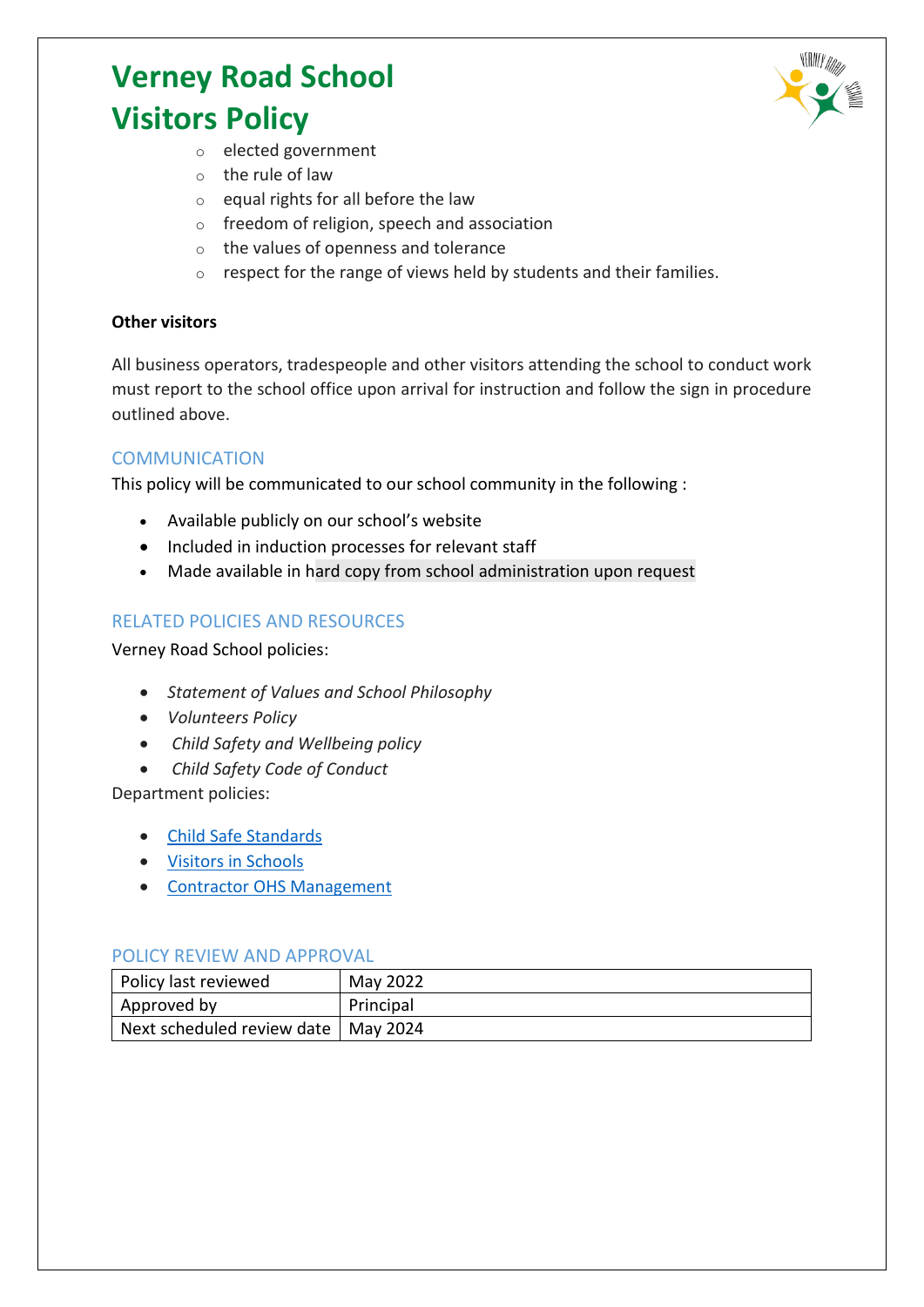# Verney Road School
# Visitors Policy

- elected government
- the rule of law
- equal rights for all before the law
- freedom of religion, speech and association
- the values of openness and tolerance
- respect for the range of views held by students and their families.

**Other visitors**

All business operators, tradespeople and other visitors attending the school to conduct work must report to the school office upon arrival for instruction and follow the sign in procedure outlined above.

## COMMUNICATION

This policy will be communicated to our school community in the following :

- Available publicly on our school's website
- Included in induction processes for relevant staff
- Made available in hard copy from school administration upon request

## RELATED POLICIES AND RESOURCES

Verney Road School policies:

- *Statement of Values and School Philosophy*
- *Volunteers Policy*
- *Child Safety and Wellbeing policy*
- *Child Safety Code of Conduct*

Department policies:

- Child Safe Standards
- Visitors in Schools
- Contractor OHS Management

## POLICY REVIEW AND APPROVAL

| | |
|---|---|
| Policy last reviewed | May 2022 |
| Approved by | Principal |
| Next scheduled review date | May 2024 |